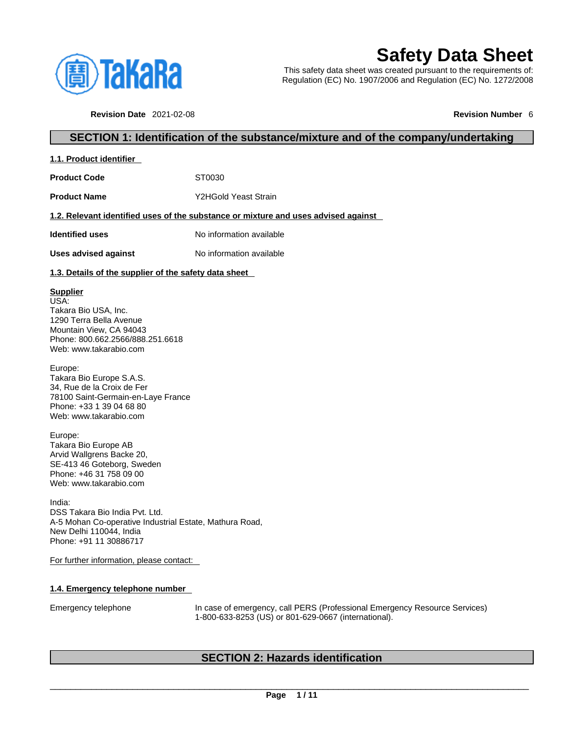# Safety Data Sheet

This safety data sheet was created pursuant to the requirements of:
Regulation (EC) No. 1907/2006 and Regulation (EC) No. 1272/2008

**Revision Date** 2021-02-08 **Revision Number** 6

## SECTION 1: Identification of the substance/mixture and of the company/undertaking

### 1.1. Product identifier

**Product Code** ST0030

**Product Name** Y2HGold Yeast Strain

### 1.2. Relevant identified uses of the substance or mixture and uses advised against

**Identified uses** No information available

**Uses advised against** No information available

### 1.3. Details of the supplier of the safety data sheet

**Supplier**
USA:
Takara Bio USA, Inc.
1290 Terra Bella Avenue
Mountain View, CA 94043
Phone: 800.662.2566/888.251.6618
Web: www.takarabio.com

Europe:
Takara Bio Europe S.A.S.
34, Rue de la Croix de Fer
78100 Saint-Germain-en-Laye France
Phone: +33 1 39 04 68 80
Web: www.takarabio.com

Europe:
Takara Bio Europe AB
Arvid Wallgrens Backe 20,
SE-413 46 Goteborg, Sweden
Phone: +46 31 758 09 00
Web: www.takarabio.com

India:
DSS Takara Bio India Pvt. Ltd.
A-5 Mohan Co-operative Industrial Estate, Mathura Road,
New Delhi 110044, India
Phone: +91 11 30886717

For further information, please contact:

### 1.4. Emergency telephone number

Emergency telephone In case of emergency, call PERS (Professional Emergency Resource Services) 1-800-633-8253 (US) or 801-629-0667 (international).

## SECTION 2: Hazards identification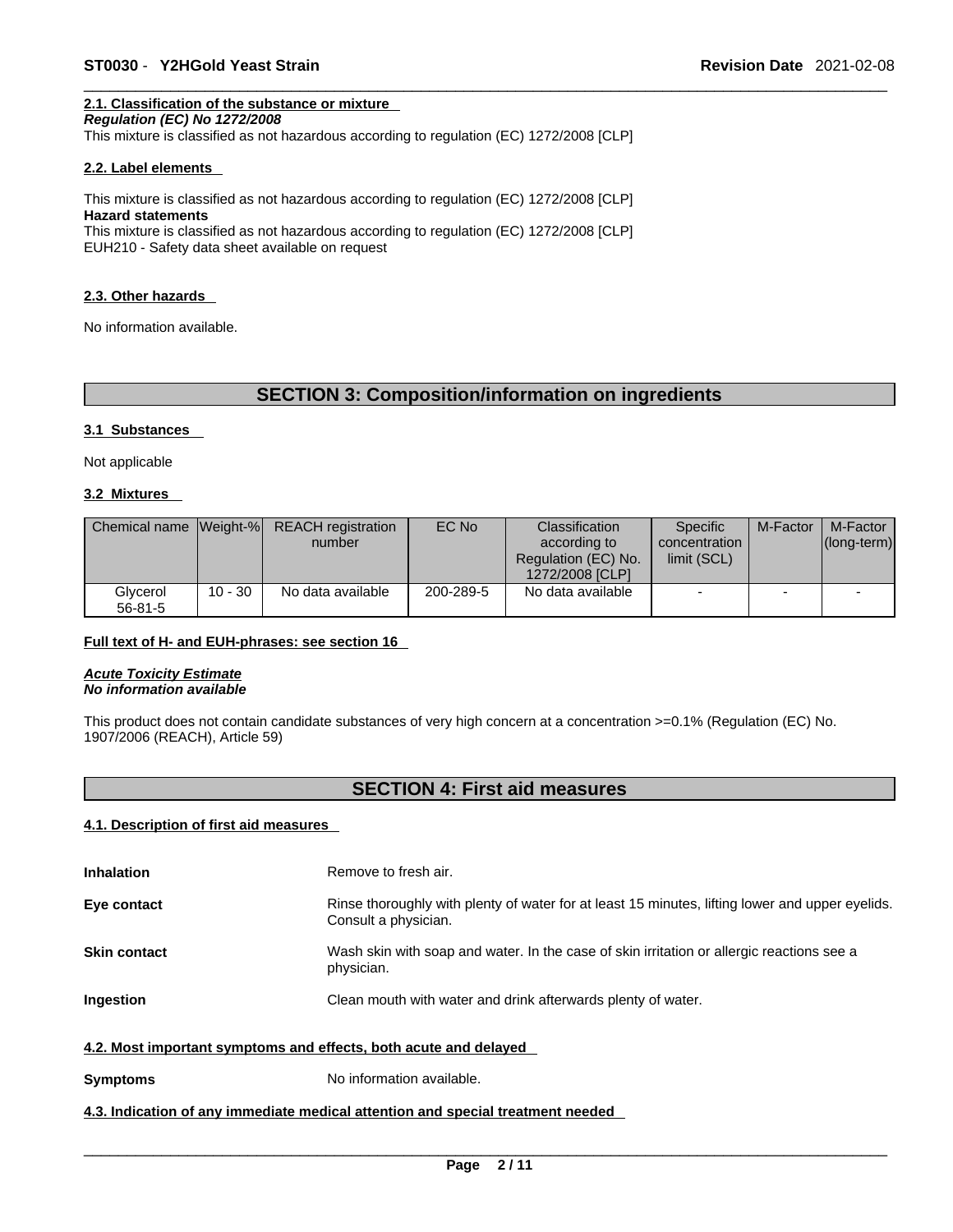#### 2.1. Classification of the substance or mixture

***Regulation (EC) No 1272/2008***

This mixture is classified as not hazardous according to regulation (EC) 1272/2008 [CLP]

#### 2.2. Label elements

This mixture is classified as not hazardous according to regulation (EC) 1272/2008 [CLP]

**Hazard statements**

This mixture is classified as not hazardous according to regulation (EC) 1272/2008 [CLP]

EUH210 - Safety data sheet available on request

#### 2.3. Other hazards

No information available.

## SECTION 3: Composition/information on ingredients

#### 3.1 Substances

Not applicable

#### 3.2 Mixtures

| Chemical name | Weight-% | REACH registration number | EC No | Classification according to Regulation (EC) No. 1272/2008 [CLP] | Specific concentration limit (SCL) | M-Factor | M-Factor (long-term) |
|---|---|---|---|---|---|---|---|
| Glycerol 56-81-5 | 10 - 30 | No data available | 200-289-5 | No data available | - | - | - |

**Full text of H- and EUH-phrases: see section 16**

***Acute Toxicity Estimate***
***No information available***

This product does not contain candidate substances of very high concern at a concentration >=0.1% (Regulation (EC) No. 1907/2006 (REACH), Article 59)

## SECTION 4: First aid measures

#### 4.1. Description of first aid measures

**Inhalation** Remove to fresh air.

**Eye contact** Rinse thoroughly with plenty of water for at least 15 minutes, lifting lower and upper eyelids. Consult a physician.

**Skin contact** Wash skin with soap and water. In the case of skin irritation or allergic reactions see a physician.

**Ingestion** Clean mouth with water and drink afterwards plenty of water.

#### 4.2. Most important symptoms and effects, both acute and delayed

**Symptoms** No information available.

#### 4.3. Indication of any immediate medical attention and special treatment needed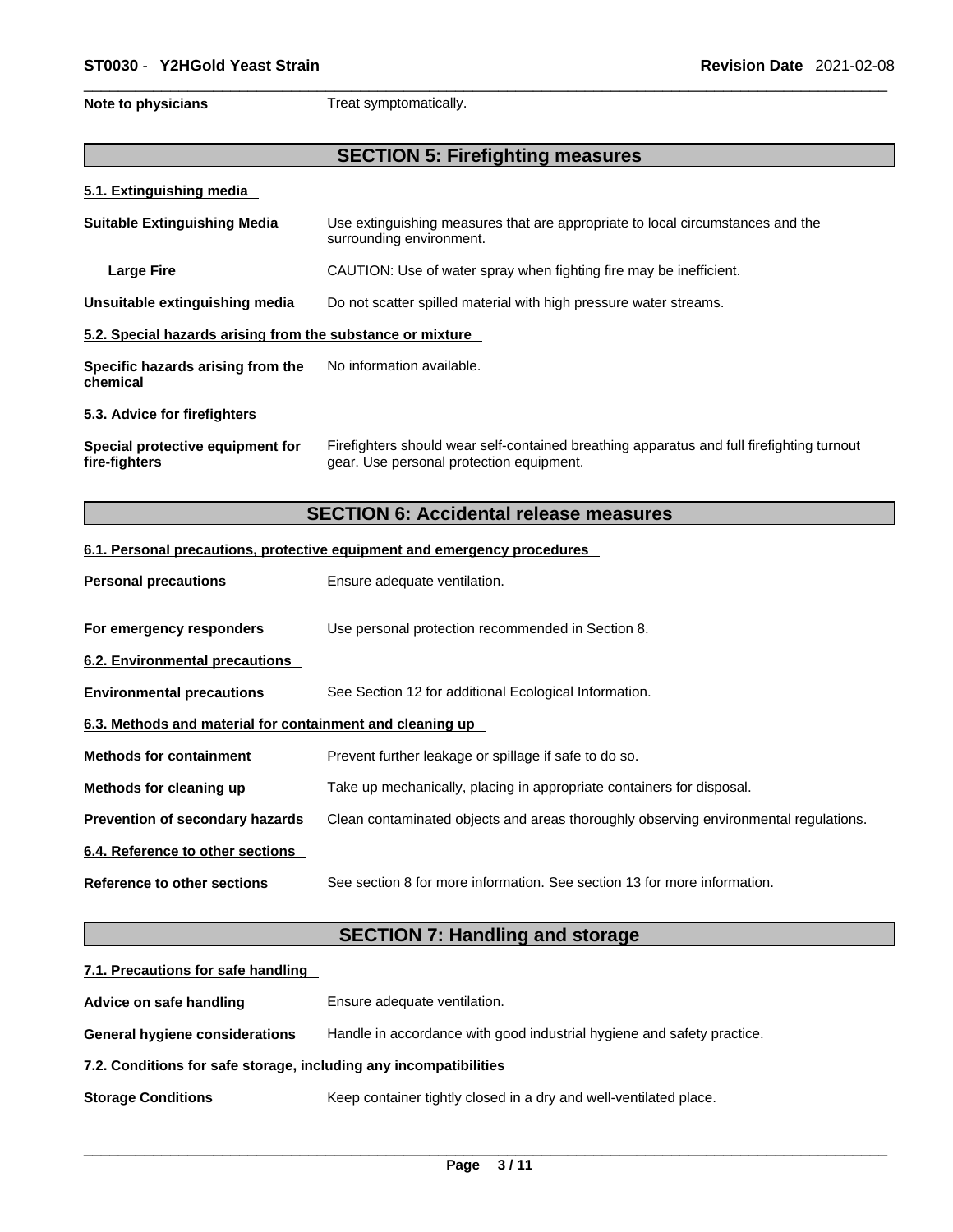**Note to physicians** Treat symptomatically.

## SECTION 5: Firefighting measures

### 5.1. Extinguishing media

| | |
|---|---|
| **Suitable Extinguishing Media** | Use extinguishing measures that are appropriate to local circumstances and the surrounding environment. |
| **Large Fire** | CAUTION: Use of water spray when fighting fire may be inefficient. |
| **Unsuitable extinguishing media** | Do not scatter spilled material with high pressure water streams. |

### 5.2. Special hazards arising from the substance or mixture

| | |
|---|---|
| **Specific hazards arising from the chemical** | No information available. |

### 5.3. Advice for firefighters

| | |
|---|---|
| **Special protective equipment for fire-fighters** | Firefighters should wear self-contained breathing apparatus and full firefighting turnout gear. Use personal protection equipment. |

## SECTION 6: Accidental release measures

### 6.1. Personal precautions, protective equipment and emergency procedures

| | |
|---|---|
| **Personal precautions** | Ensure adequate ventilation. |
| **For emergency responders** | Use personal protection recommended in Section 8. |

### 6.2. Environmental precautions

| | |
|---|---|
| **Environmental precautions** | See Section 12 for additional Ecological Information. |

### 6.3. Methods and material for containment and cleaning up

| | |
|---|---|
| **Methods for containment** | Prevent further leakage or spillage if safe to do so. |
| **Methods for cleaning up** | Take up mechanically, placing in appropriate containers for disposal. |
| **Prevention of secondary hazards** | Clean contaminated objects and areas thoroughly observing environmental regulations. |

### 6.4. Reference to other sections

| | |
|---|---|
| **Reference to other sections** | See section 8 for more information. See section 13 for more information. |

## SECTION 7: Handling and storage

### 7.1. Precautions for safe handling

| | |
|---|---|
| **Advice on safe handling** | Ensure adequate ventilation. |
| **General hygiene considerations** | Handle in accordance with good industrial hygiene and safety practice. |

### 7.2. Conditions for safe storage, including any incompatibilities

| | |
|---|---|
| **Storage Conditions** | Keep container tightly closed in a dry and well-ventilated place. |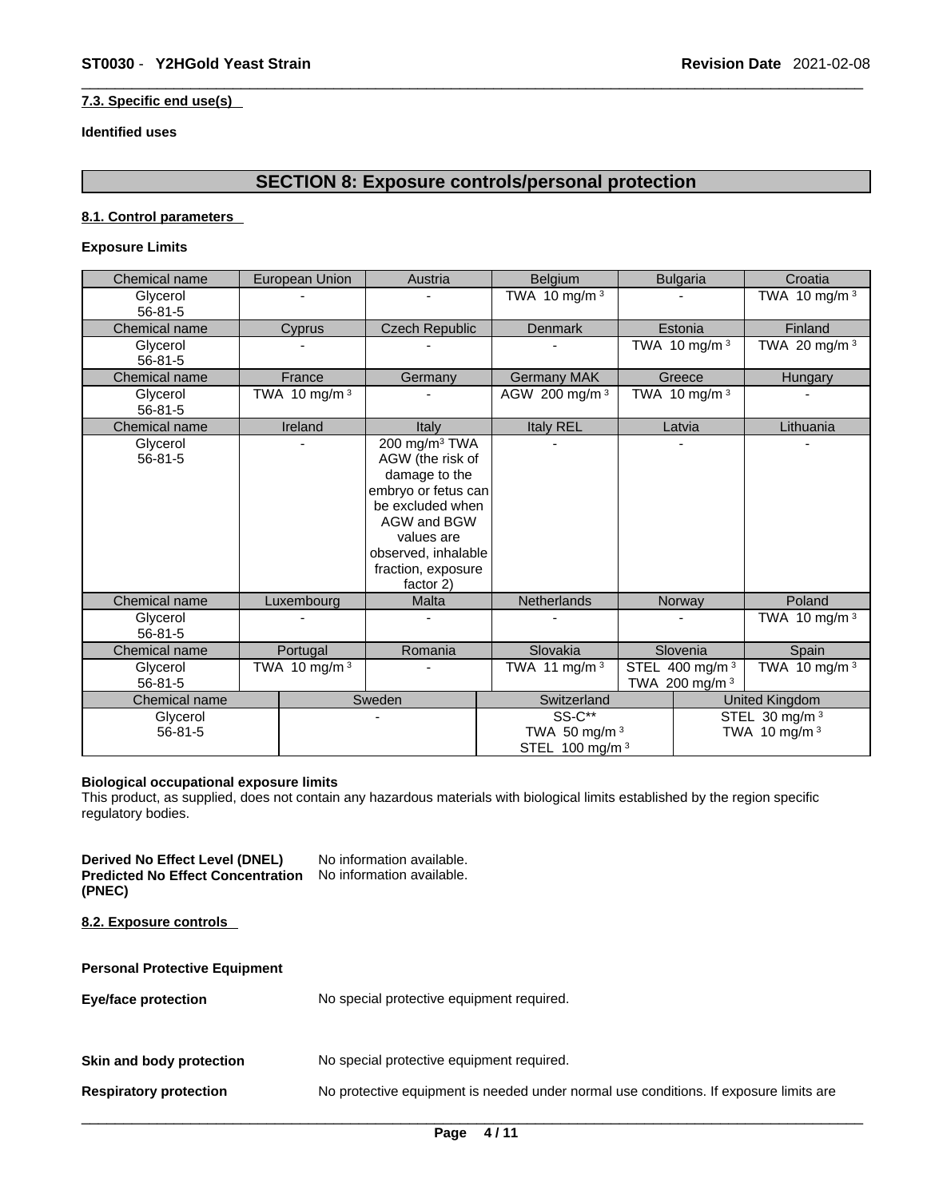#### 7.3. Specific end use(s)

**Identified uses**

## SECTION 8: Exposure controls/personal protection

#### 8.1. Control parameters

**Exposure Limits**

| Chemical name | European Union | Austria | Belgium | Bulgaria | Croatia |
|---|---|---|---|---|---|
| Glycerol 56-81-5 | - | - | TWA 10 mg/m³ | - | TWA 10 mg/m³ |
| **Chemical name** | **Cyprus** | **Czech Republic** | **Denmark** | **Estonia** | **Finland** |
| Glycerol 56-81-5 | - | - | - | TWA 10 mg/m³ | TWA 20 mg/m³ |
| **Chemical name** | **France** | **Germany** | **Germany MAK** | **Greece** | **Hungary** |
| Glycerol 56-81-5 | TWA 10 mg/m³ | - | AGW 200 mg/m³ | TWA 10 mg/m³ | - |
| **Chemical name** | **Ireland** | **Italy** | **Italy REL** | **Latvia** | **Lithuania** |
| Glycerol 56-81-5 | - | 200 mg/m³ TWA AGW (the risk of damage to the embryo or fetus can be excluded when AGW and BGW values are observed, inhalable fraction, exposure factor 2) | - | - | - |
| **Chemical name** | **Luxembourg** | **Malta** | **Netherlands** | **Norway** | **Poland** |
| Glycerol 56-81-5 | - | - | - | - | TWA 10 mg/m³ |
| **Chemical name** | **Portugal** | **Romania** | **Slovakia** | **Slovenia** | **Spain** |
| Glycerol 56-81-5 | TWA 10 mg/m³ | - | TWA 11 mg/m³ | STEL 400 mg/m³ TWA 200 mg/m³ | TWA 10 mg/m³ |

| Chemical name | Sweden | Switzerland | United Kingdom |
|---|---|---|---|
| Glycerol 56-81-5 | - | SS-C** TWA 50 mg/m³ STEL 100 mg/m³ | STEL 30 mg/m³ TWA 10 mg/m³ |

**Biological occupational exposure limits**

This product, as supplied, does not contain any hazardous materials with biological limits established by the region specific regulatory bodies.

**Derived No Effect Level (DNEL)** No information available.
**Predicted No Effect Concentration (PNEC)** No information available.

#### 8.2. Exposure controls

**Personal Protective Equipment**

**Eye/face protection** No special protective equipment required.

**Skin and body protection** No special protective equipment required.

**Respiratory protection** No protective equipment is needed under normal use conditions. If exposure limits are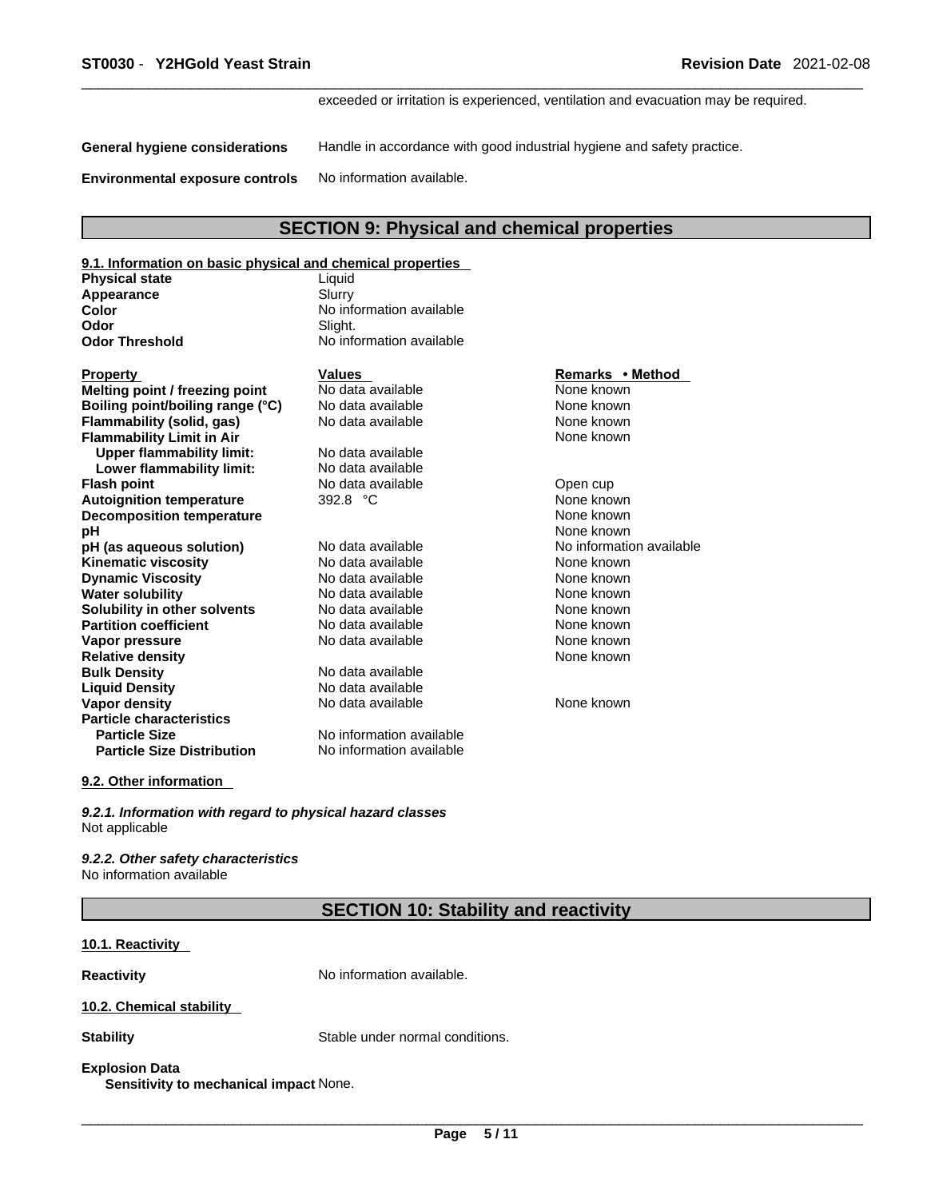exceeded or irritation is experienced, ventilation and evacuation may be required.

**General hygiene considerations** Handle in accordance with good industrial hygiene and safety practice.

**Environmental exposure controls** No information available.

## SECTION 9: Physical and chemical properties

### 9.1. Information on basic physical and chemical properties

| | |
|---|---|
| **Physical state** | Liquid |
| **Appearance** | Slurry |
| **Color** | No information available |
| **Odor** | Slight. |
| **Odor Threshold** | No information available |

| Property | Values | Remarks • Method |
|---|---|---|
| **Melting point / freezing point** | No data available | None known |
| **Boiling point/boiling range (°C)** | No data available | None known |
| **Flammability (solid, gas)** | No data available | None known |
| **Flammability Limit in Air** | | None known |
| **Upper flammability limit:** | No data available | |
| **Lower flammability limit:** | No data available | |
| **Flash point** | No data available | Open cup |
| **Autoignition temperature** | 392.8 °C | None known |
| **Decomposition temperature** | | None known |
| **pH** | | None known |
| **pH (as aqueous solution)** | No data available | No information available |
| **Kinematic viscosity** | No data available | None known |
| **Dynamic Viscosity** | No data available | None known |
| **Water solubility** | No data available | None known |
| **Solubility in other solvents** | No data available | None known |
| **Partition coefficient** | No data available | None known |
| **Vapor pressure** | No data available | None known |
| **Relative density** | | None known |
| **Bulk Density** | No data available | |
| **Liquid Density** | No data available | |
| **Vapor density** | No data available | None known |
| **Particle characteristics** | | |
| **Particle Size** | No information available | |
| **Particle Size Distribution** | No information available | |

### 9.2. Other information

*9.2.1. Information with regard to physical hazard classes*
Not applicable

*9.2.2. Other safety characteristics*
No information available

## SECTION 10: Stability and reactivity

### 10.1. Reactivity

**Reactivity** No information available.

### 10.2. Chemical stability

**Stability** Stable under normal conditions.

**Explosion Data**
**Sensitivity to mechanical impact** None.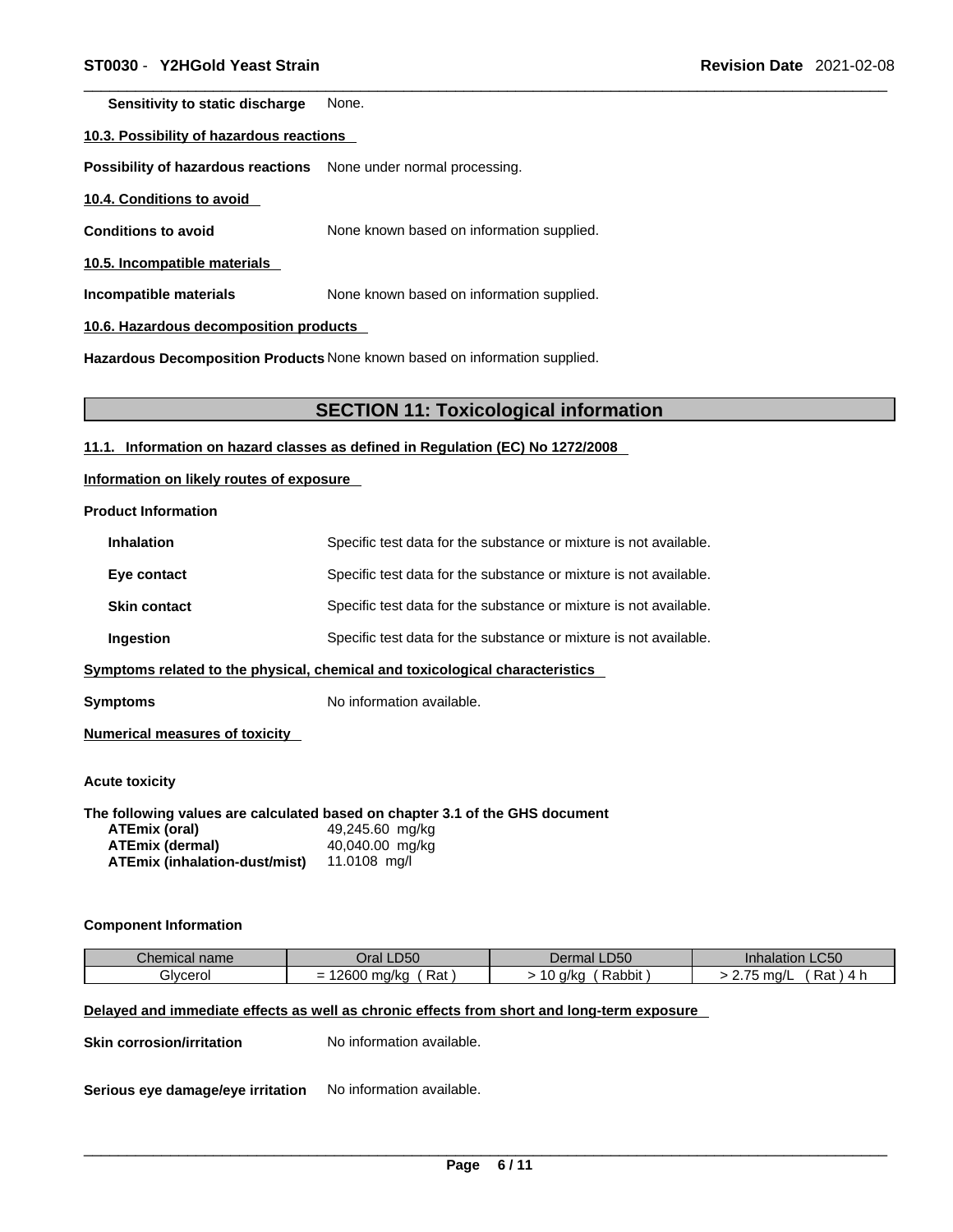**Sensitivity to static discharge** None.

**10.3. Possibility of hazardous reactions**

**Possibility of hazardous reactions** None under normal processing.

**10.4. Conditions to avoid**

**Conditions to avoid** None known based on information supplied.

**10.5. Incompatible materials**

**Incompatible materials** None known based on information supplied.

**10.6. Hazardous decomposition products**

**Hazardous Decomposition Products** None known based on information supplied.

## SECTION 11: Toxicological information

**11.1. Information on hazard classes as defined in Regulation (EC) No 1272/2008**

**Information on likely routes of exposure**

**Product Information**

**Inhalation** Specific test data for the substance or mixture is not available.

**Eye contact** Specific test data for the substance or mixture is not available.

**Skin contact** Specific test data for the substance or mixture is not available.

**Ingestion** Specific test data for the substance or mixture is not available.

**Symptoms related to the physical, chemical and toxicological characteristics**

**Symptoms** No information available.

**Numerical measures of toxicity**

**Acute toxicity**

**The following values are calculated based on chapter 3.1 of the GHS document**

**ATEmix (oral)** 49,245.60 mg/kg
**ATEmix (dermal)** 40,040.00 mg/kg
**ATEmix (inhalation-dust/mist)** 11.0108 mg/l

**Component Information**

| Chemical name | Oral LD50 | Dermal LD50 | Inhalation LC50 |
|---|---|---|---|
| Glycerol | = 12600 mg/kg ( Rat ) | > 10 g/kg ( Rabbit ) | > 2.75 mg/L ( Rat ) 4 h |

**Delayed and immediate effects as well as chronic effects from short and long-term exposure**

**Skin corrosion/irritation** No information available.

**Serious eye damage/eye irritation** No information available.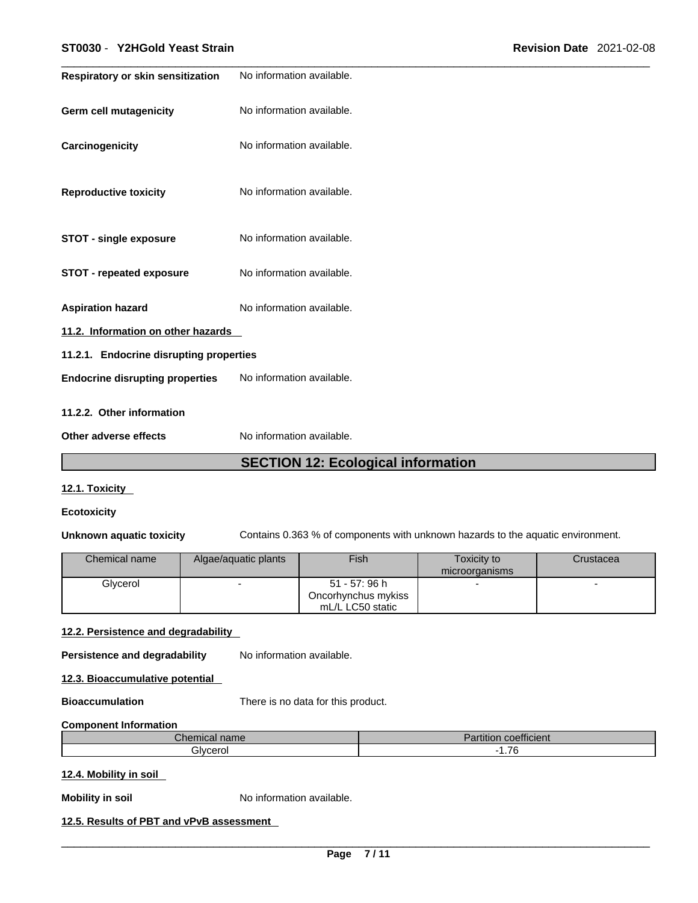**Respiratory or skin sensitization** No information available.

**Germ cell mutagenicity** No information available.

**Carcinogenicity** No information available.

**Reproductive toxicity** No information available.

**STOT - single exposure** No information available.

**STOT - repeated exposure** No information available.

**Aspiration hazard** No information available.

### 11.2. Information on other hazards

#### 11.2.1. Endocrine disrupting properties

**Endocrine disrupting properties** No information available.

#### 11.2.2. Other information

**Other adverse effects** No information available.

## SECTION 12: Ecological information

### 12.1. Toxicity

**Ecotoxicity**

**Unknown aquatic toxicity** Contains 0.363 % of components with unknown hazards to the aquatic environment.

| Chemical name | Algae/aquatic plants | Fish | Toxicity to microorganisms | Crustacea |
|---|---|---|---|---|
| Glycerol | - | 51 - 57: 96 h Oncorhynchus mykiss mL/L LC50 static | - | - |

### 12.2. Persistence and degradability

**Persistence and degradability** No information available.

### 12.3. Bioaccumulative potential

**Bioaccumulation** There is no data for this product.

**Component Information**

| Chemical name | Partition coefficient |
|---|---|
| Glycerol | -1.76 |

### 12.4. Mobility in soil

**Mobility in soil** No information available.

### 12.5. Results of PBT and vPvB assessment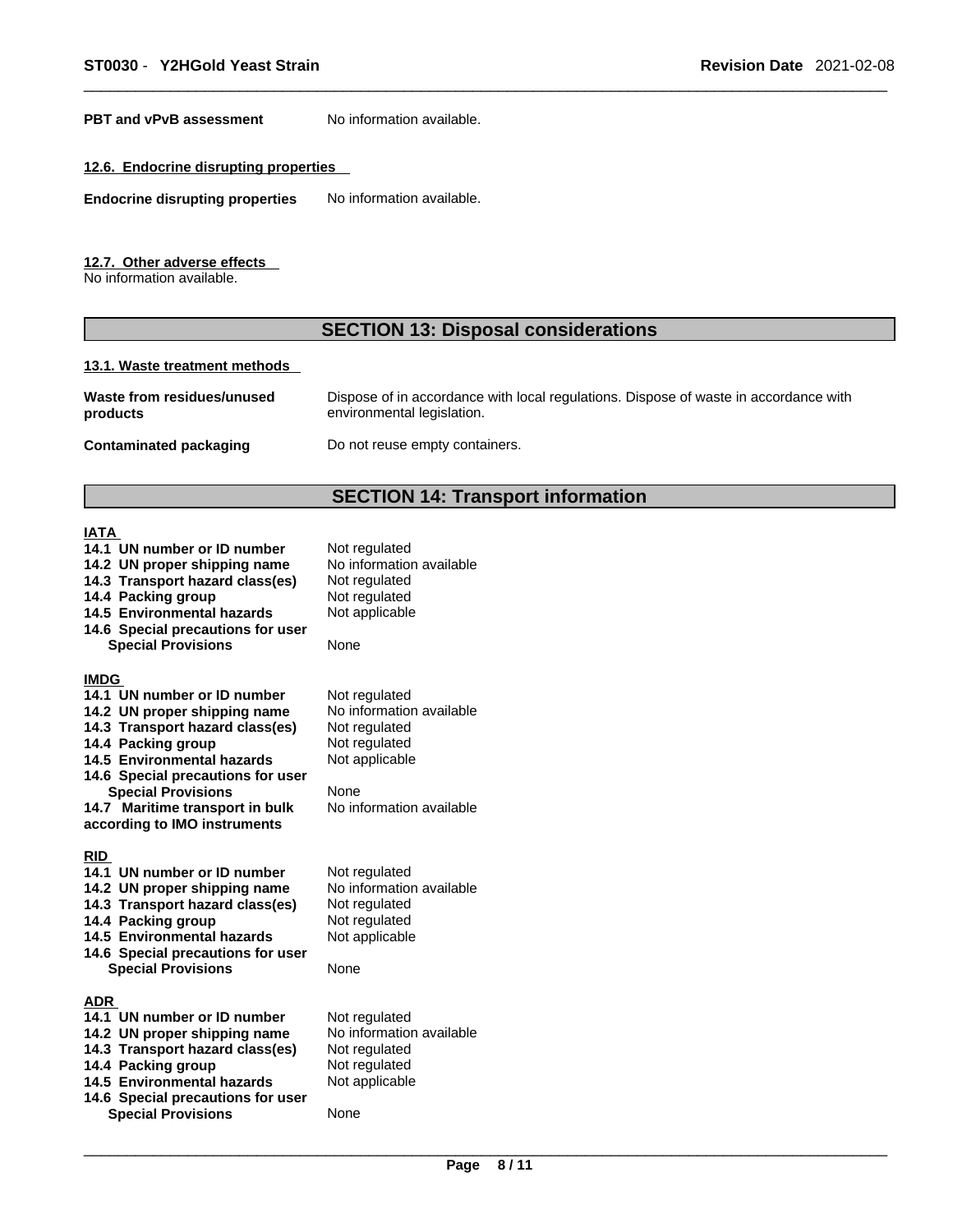**PBT and vPvB assessment** No information available.

**12.6. Endocrine disrupting properties**

**Endocrine disrupting properties** No information available.

**12.7. Other adverse effects**

No information available.

## SECTION 13: Disposal considerations

**13.1. Waste treatment methods**

| | |
|---|---|
| **Waste from residues/unused products** | Dispose of in accordance with local regulations. Dispose of waste in accordance with environmental legislation. |
| **Contaminated packaging** | Do not reuse empty containers. |

## SECTION 14: Transport information

**IATA**

| | |
|---|---|
| **14.1 UN number or ID number** | Not regulated |
| **14.2 UN proper shipping name** | No information available |
| **14.3 Transport hazard class(es)** | Not regulated |
| **14.4 Packing group** | Not regulated |
| **14.5 Environmental hazards** | Not applicable |
| **14.6 Special precautions for user** | |
| **Special Provisions** | None |

**IMDG**

| | |
|---|---|
| **14.1 UN number or ID number** | Not regulated |
| **14.2 UN proper shipping name** | No information available |
| **14.3 Transport hazard class(es)** | Not regulated |
| **14.4 Packing group** | Not regulated |
| **14.5 Environmental hazards** | Not applicable |
| **14.6 Special precautions for user** | |
| **Special Provisions** | None |
| **14.7 Maritime transport in bulk according to IMO instruments** | No information available |

**RID**

| | |
|---|---|
| **14.1 UN number or ID number** | Not regulated |
| **14.2 UN proper shipping name** | No information available |
| **14.3 Transport hazard class(es)** | Not regulated |
| **14.4 Packing group** | Not regulated |
| **14.5 Environmental hazards** | Not applicable |
| **14.6 Special precautions for user** | |
| **Special Provisions** | None |

**ADR**

| | |
|---|---|
| **14.1 UN number or ID number** | Not regulated |
| **14.2 UN proper shipping name** | No information available |
| **14.3 Transport hazard class(es)** | Not regulated |
| **14.4 Packing group** | Not regulated |
| **14.5 Environmental hazards** | Not applicable |
| **14.6 Special precautions for user** | |
| **Special Provisions** | None |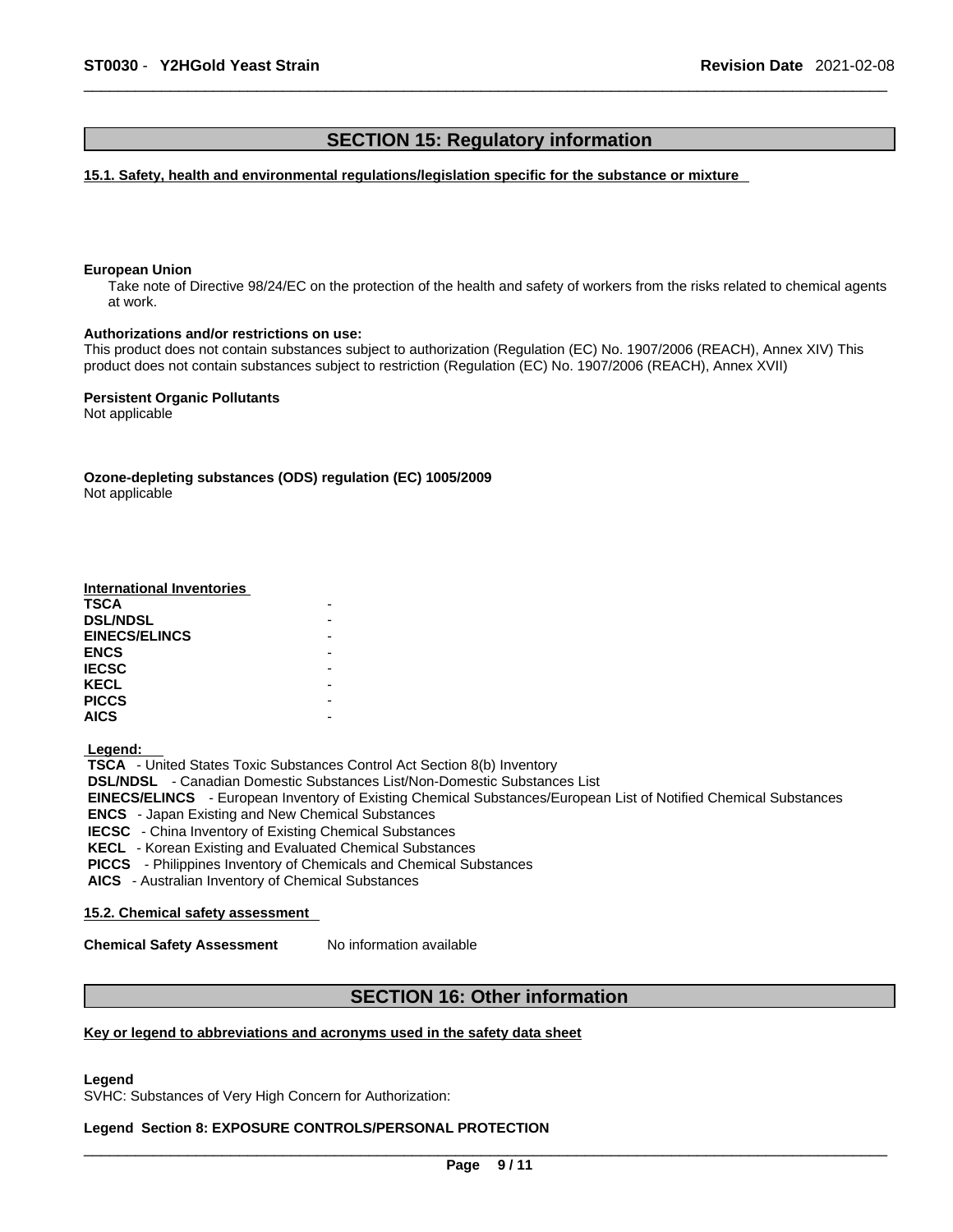## SECTION 15: Regulatory information

### 15.1. Safety, health and environmental regulations/legislation specific for the substance or mixture

**European Union**

Take note of Directive 98/24/EC on the protection of the health and safety of workers from the risks related to chemical agents at work.

**Authorizations and/or restrictions on use:**

This product does not contain substances subject to authorization (Regulation (EC) No. 1907/2006 (REACH), Annex XIV) This product does not contain substances subject to restriction (Regulation (EC) No. 1907/2006 (REACH), Annex XVII)

**Persistent Organic Pollutants**

Not applicable

**Ozone-depleting substances (ODS) regulation (EC) 1005/2009**

Not applicable

**International Inventories**

| | |
|---|---|
| **TSCA** | - |
| **DSL/NDSL** | - |
| **EINECS/ELINCS** | - |
| **ENCS** | - |
| **IECSC** | - |
| **KECL** | - |
| **PICCS** | - |
| **AICS** | - |

**Legend:**

**TSCA** - United States Toxic Substances Control Act Section 8(b) Inventory
**DSL/NDSL** - Canadian Domestic Substances List/Non-Domestic Substances List
**EINECS/ELINCS** - European Inventory of Existing Chemical Substances/European List of Notified Chemical Substances
**ENCS** - Japan Existing and New Chemical Substances
**IECSC** - China Inventory of Existing Chemical Substances
**KECL** - Korean Existing and Evaluated Chemical Substances
**PICCS** - Philippines Inventory of Chemicals and Chemical Substances
**AICS** - Australian Inventory of Chemical Substances

### 15.2. Chemical safety assessment

**Chemical Safety Assessment** No information available

## SECTION 16: Other information

### Key or legend to abbreviations and acronyms used in the safety data sheet

**Legend**

SVHC: Substances of Very High Concern for Authorization:

**Legend Section 8: EXPOSURE CONTROLS/PERSONAL PROTECTION**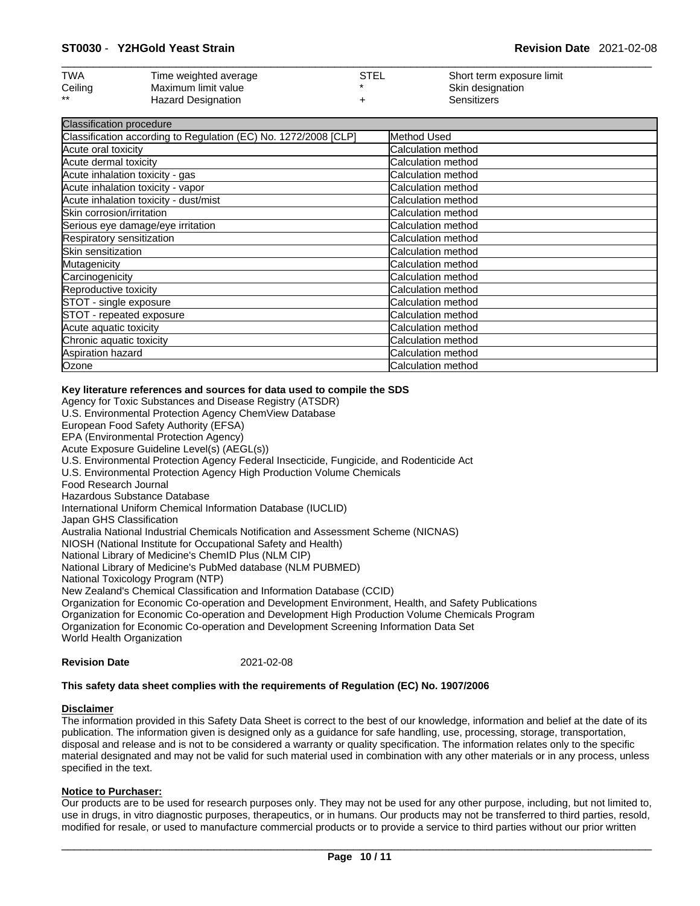| | | | |
|---|---|---|---|
| TWA | Time weighted average | STEL | Short term exposure limit |
| Ceiling | Maximum limit value | * | Skin designation |
| ** | Hazard Designation | + | Sensitizers |

| Classification procedure | |
|---|---|
| Classification according to Regulation (EC) No. 1272/2008 [CLP] | Method Used |
| Acute oral toxicity | Calculation method |
| Acute dermal toxicity | Calculation method |
| Acute inhalation toxicity - gas | Calculation method |
| Acute inhalation toxicity - vapor | Calculation method |
| Acute inhalation toxicity - dust/mist | Calculation method |
| Skin corrosion/irritation | Calculation method |
| Serious eye damage/eye irritation | Calculation method |
| Respiratory sensitization | Calculation method |
| Skin sensitization | Calculation method |
| Mutagenicity | Calculation method |
| Carcinogenicity | Calculation method |
| Reproductive toxicity | Calculation method |
| STOT - single exposure | Calculation method |
| STOT - repeated exposure | Calculation method |
| Acute aquatic toxicity | Calculation method |
| Chronic aquatic toxicity | Calculation method |
| Aspiration hazard | Calculation method |
| Ozone | Calculation method |

**Key literature references and sources for data used to compile the SDS**

Agency for Toxic Substances and Disease Registry (ATSDR)
U.S. Environmental Protection Agency ChemView Database
European Food Safety Authority (EFSA)
EPA (Environmental Protection Agency)
Acute Exposure Guideline Level(s) (AEGL(s))
U.S. Environmental Protection Agency Federal Insecticide, Fungicide, and Rodenticide Act
U.S. Environmental Protection Agency High Production Volume Chemicals
Food Research Journal
Hazardous Substance Database
International Uniform Chemical Information Database (IUCLID)
Japan GHS Classification
Australia National Industrial Chemicals Notification and Assessment Scheme (NICNAS)
NIOSH (National Institute for Occupational Safety and Health)
National Library of Medicine's ChemID Plus (NLM CIP)
National Library of Medicine's PubMed database (NLM PUBMED)
National Toxicology Program (NTP)
New Zealand's Chemical Classification and Information Database (CCID)
Organization for Economic Co-operation and Development Environment, Health, and Safety Publications
Organization for Economic Co-operation and Development High Production Volume Chemicals Program
Organization for Economic Co-operation and Development Screening Information Data Set
World Health Organization

**Revision Date** 2021-02-08

**This safety data sheet complies with the requirements of Regulation (EC) No. 1907/2006**

**Disclaimer**

The information provided in this Safety Data Sheet is correct to the best of our knowledge, information and belief at the date of its publication. The information given is designed only as a guidance for safe handling, use, processing, storage, transportation, disposal and release and is not to be considered a warranty or quality specification. The information relates only to the specific material designated and may not be valid for such material used in combination with any other materials or in any process, unless specified in the text.

**Notice to Purchaser:**

Our products are to be used for research purposes only. They may not be used for any other purpose, including, but not limited to, use in drugs, in vitro diagnostic purposes, therapeutics, or in humans. Our products may not be transferred to third parties, resold, modified for resale, or used to manufacture commercial products or to provide a service to third parties without our prior written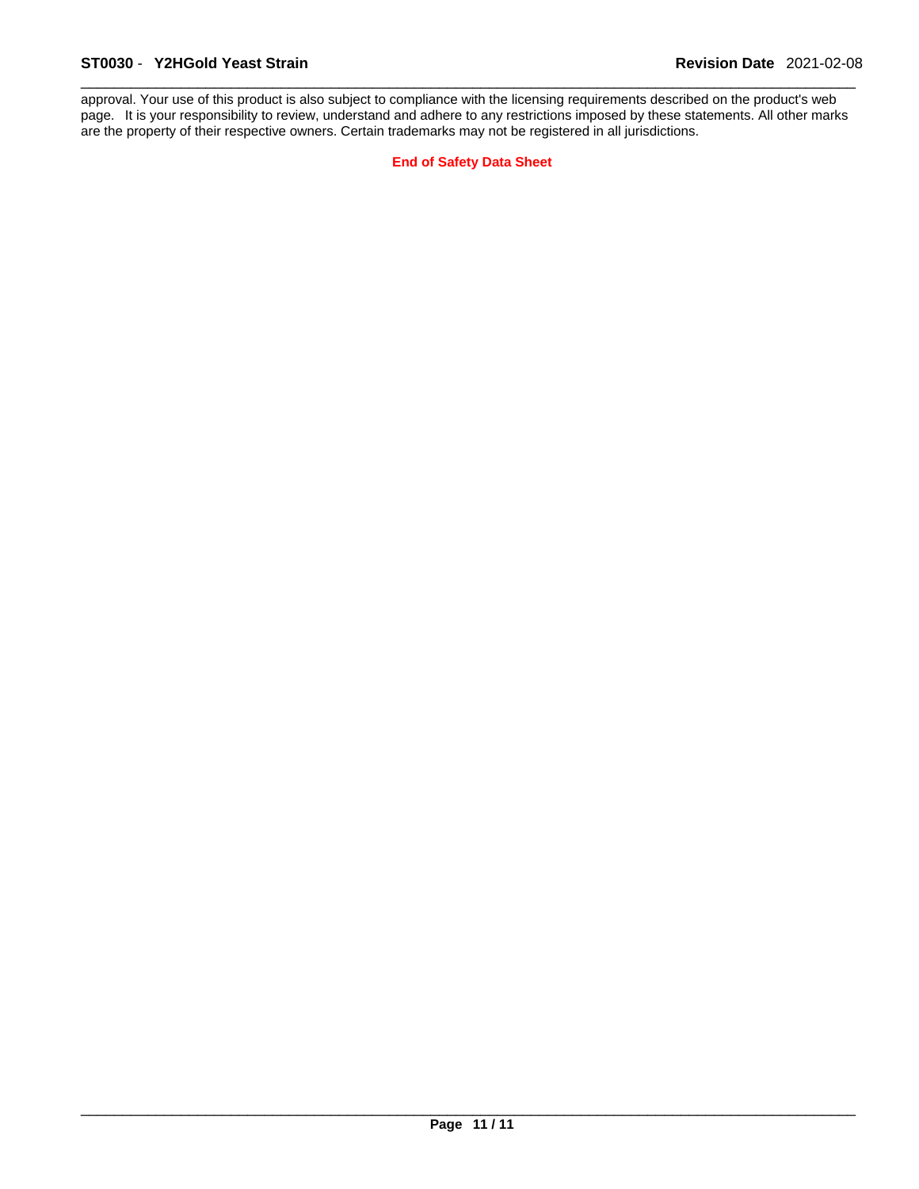approval. Your use of this product is also subject to compliance with the licensing requirements described on the product's web page. It is your responsibility to review, understand and adhere to any restrictions imposed by these statements. All other marks are the property of their respective owners. Certain trademarks may not be registered in all jurisdictions.

**End of Safety Data Sheet**